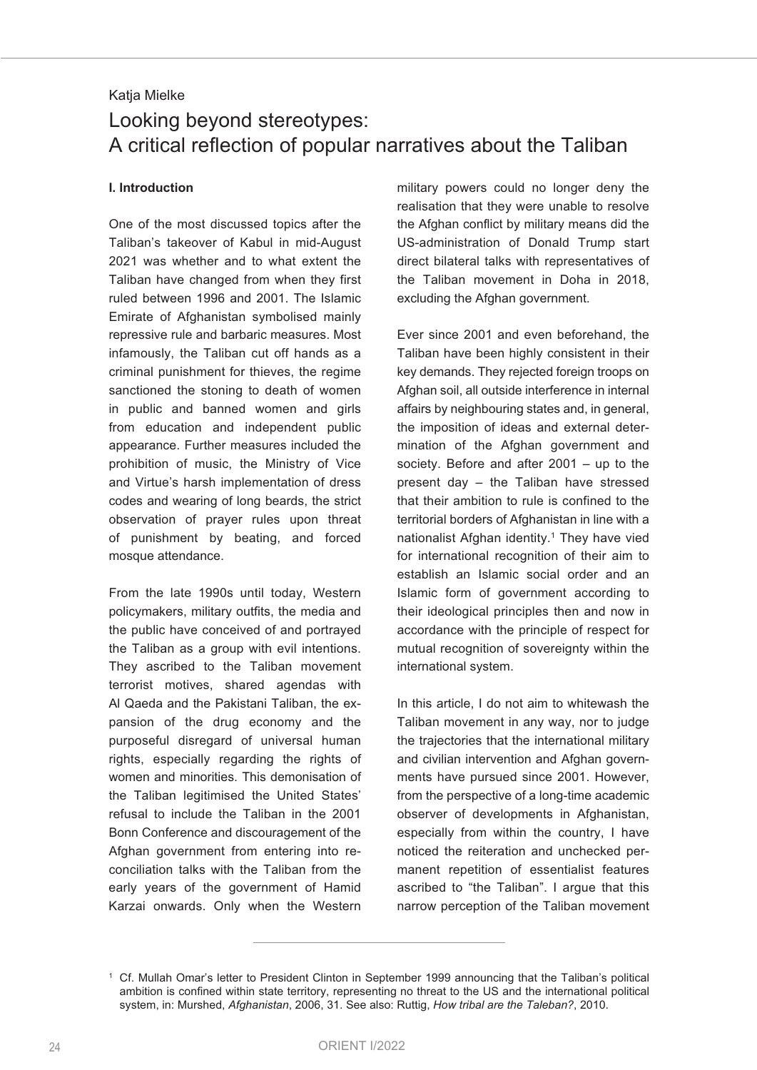Katja Mielke

# Looking beyond stereotypes: A critical reflection of popular narratives about the Taliban

## I. Introduction

One of the most discussed topics after the Taliban's takeover of Kabul in mid-August 2021 was whether and to what extent the Taliban have changed from when they first ruled between 1996 and 2001. The Islamic Emirate of Afghanistan symbolised mainly repressive rule and barbaric measures. Most infamously, the Taliban cut off hands as a criminal punishment for thieves, the regime sanctioned the stoning to death of women in public and banned women and girls from education and independent public appearance. Further measures included the prohibition of music, the Ministry of Vice and Virtue's harsh implementation of dress codes and wearing of long beards, the strict observation of prayer rules upon threat of punishment by beating, and forced mosque attendance.

From the late 1990s until today, Western policymakers, military outfits, the media and the public have conceived of and portrayed the Taliban as a group with evil intentions. They ascribed to the Taliban movement terrorist motives, shared agendas with Al Qaeda and the Pakistani Taliban, the expansion of the drug economy and the purposeful disregard of universal human rights, especially regarding the rights of women and minorities. This demonisation of the Taliban legitimised the United States' refusal to include the Taliban in the 2001 Bonn Conference and discouragement of the Afghan government from entering into reconciliation talks with the Taliban from the early years of the government of Hamid Karzai onwards. Only when the Western military powers could no longer deny the realisation that they were unable to resolve the Afghan conflict by military means did the US-administration of Donald Trump start direct bilateral talks with representatives of the Taliban movement in Doha in 2018, excluding the Afghan government.

Ever since 2001 and even beforehand, the Taliban have been highly consistent in their key demands. They rejected foreign troops on Afghan soil, all outside interference in internal affairs by neighbouring states and, in general, the imposition of ideas and external determination of the Afghan government and society. Before and after 2001 – up to the present day – the Taliban have stressed that their ambition to rule is confined to the territorial borders of Afghanistan in line with a nationalist Afghan identity.[1] They have vied for international recognition of their aim to establish an Islamic social order and an Islamic form of government according to their ideological principles then and now in accordance with the principle of respect for mutual recognition of sovereignty within the international system.

In this article, I do not aim to whitewash the Taliban movement in any way, nor to judge the trajectories that the international military and civilian intervention and Afghan governments have pursued since 2001. However, from the perspective of a long-time academic observer of developments in Afghanistan, especially from within the country, I have noticed the reiteration and unchecked permanent repetition of essentialist features ascribed to "the Taliban". I argue that this narrow perception of the Taliban movement

---

[1] Cf. Mullah Omar's letter to President Clinton in September 1999 announcing that the Taliban's political ambition is confined within state territory, representing no threat to the US and the international political system, in: Murshed, *Afghanistan*, 2006, 31. See also: Ruttig, *How tribal are the Taleban?*, 2010.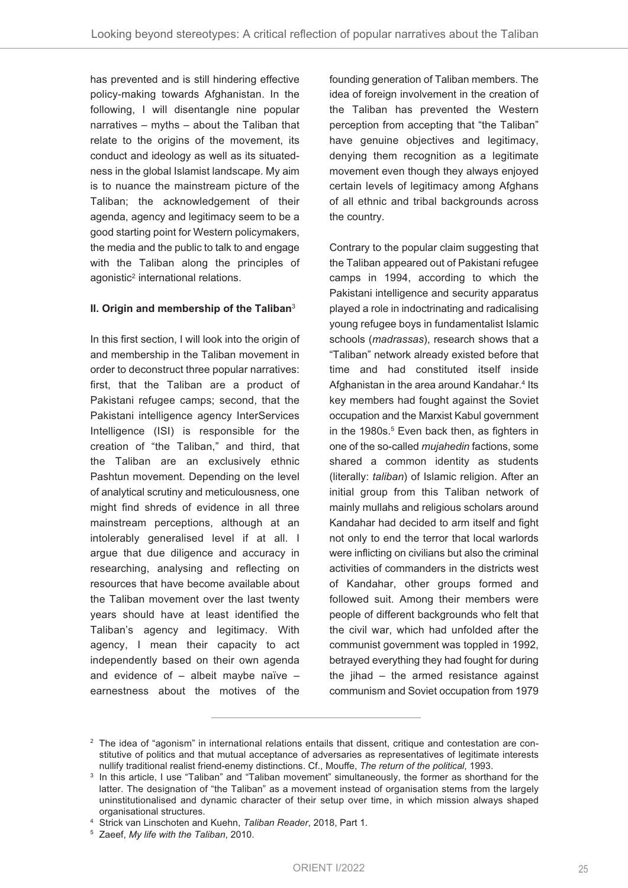has prevented and is still hindering effective policy-making towards Afghanistan. In the following, I will disentangle nine popular narratives – myths – about the Taliban that relate to the origins of the movement, its conduct and ideology as well as its situatedness in the global Islamist landscape. My aim is to nuance the mainstream picture of the Taliban; the acknowledgement of their agenda, agency and legitimacy seem to be a good starting point for Western policymakers, the media and the public to talk to and engage with the Taliban along the principles of agonistic[2] international relations.

## II. Origin and membership of the Taliban[3]

In this first section, I will look into the origin of and membership in the Taliban movement in order to deconstruct three popular narratives: first, that the Taliban are a product of Pakistani refugee camps; second, that the Pakistani intelligence agency InterServices Intelligence (ISI) is responsible for the creation of "the Taliban," and third, that the Taliban are an exclusively ethnic Pashtun movement. Depending on the level of analytical scrutiny and meticulousness, one might find shreds of evidence in all three mainstream perceptions, although at an intolerably generalised level if at all. I argue that due diligence and accuracy in researching, analysing and reflecting on resources that have become available about the Taliban movement over the last twenty years should have at least identified the Taliban's agency and legitimacy. With agency, I mean their capacity to act independently based on their own agenda and evidence of – albeit maybe naïve – earnestness about the motives of the founding generation of Taliban members. The idea of foreign involvement in the creation of the Taliban has prevented the Western perception from accepting that "the Taliban" have genuine objectives and legitimacy, denying them recognition as a legitimate movement even though they always enjoyed certain levels of legitimacy among Afghans of all ethnic and tribal backgrounds across the country.

Contrary to the popular claim suggesting that the Taliban appeared out of Pakistani refugee camps in 1994, according to which the Pakistani intelligence and security apparatus played a role in indoctrinating and radicalising young refugee boys in fundamentalist Islamic schools (*madrassas*), research shows that a "Taliban" network already existed before that time and had constituted itself inside Afghanistan in the area around Kandahar.[4] Its key members had fought against the Soviet occupation and the Marxist Kabul government in the 1980s.[5] Even back then, as fighters in one of the so-called *mujahedin* factions, some shared a common identity as students (literally: *taliban*) of Islamic religion. After an initial group from this Taliban network of mainly mullahs and religious scholars around Kandahar had decided to arm itself and fight not only to end the terror that local warlords were inflicting on civilians but also the criminal activities of commanders in the districts west of Kandahar, other groups formed and followed suit. Among their members were people of different backgrounds who felt that the civil war, which had unfolded after the communist government was toppled in 1992, betrayed everything they had fought for during the jihad – the armed resistance against communism and Soviet occupation from 1979

---

[2] The idea of "agonism" in international relations entails that dissent, critique and contestation are constitutive of politics and that mutual acceptance of adversaries as representatives of legitimate interests nullify traditional realist friend-enemy distinctions. Cf., Mouffe, *The return of the political*, 1993.

[3] In this article, I use "Taliban" and "Taliban movement" simultaneously, the former as shorthand for the latter. The designation of "the Taliban" as a movement instead of organisation stems from the largely uninstitutionalised and dynamic character of their setup over time, in which mission always shaped organisational structures.

[4] Strick van Linschoten and Kuehn, *Taliban Reader*, 2018, Part 1.

[5] Zaeef, *My life with the Taliban*, 2010.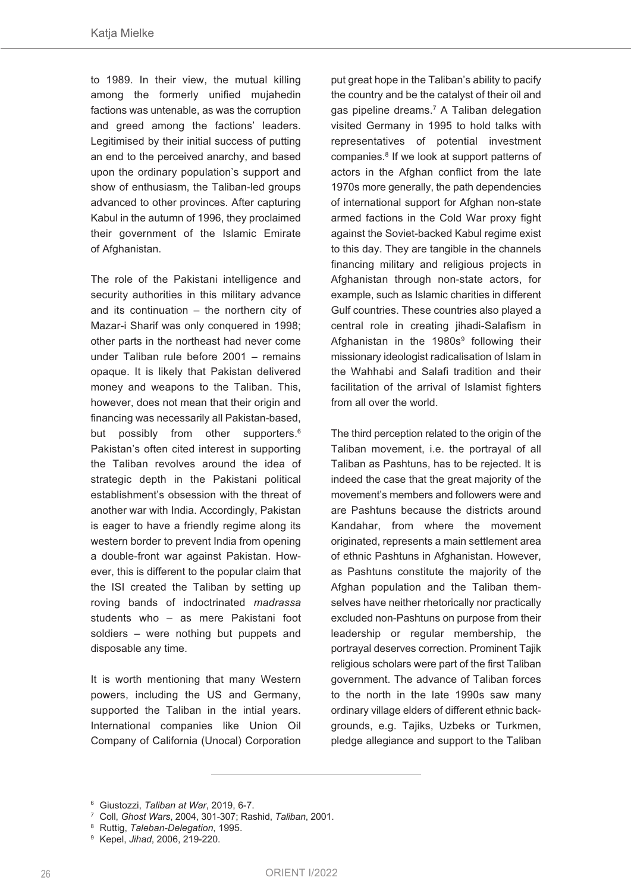to 1989. In their view, the mutual killing among the formerly unified mujahedin factions was untenable, as was the corruption and greed among the factions' leaders. Legitimised by their initial success of putting an end to the perceived anarchy, and based upon the ordinary population's support and show of enthusiasm, the Taliban-led groups advanced to other provinces. After capturing Kabul in the autumn of 1996, they proclaimed their government of the Islamic Emirate of Afghanistan.

The role of the Pakistani intelligence and security authorities in this military advance and its continuation – the northern city of Mazar-i Sharif was only conquered in 1998; other parts in the northeast had never come under Taliban rule before 2001 – remains opaque. It is likely that Pakistan delivered money and weapons to the Taliban. This, however, does not mean that their origin and financing was necessarily all Pakistan-based, but possibly from other supporters.[6] Pakistan's often cited interest in supporting the Taliban revolves around the idea of strategic depth in the Pakistani political establishment's obsession with the threat of another war with India. Accordingly, Pakistan is eager to have a friendly regime along its western border to prevent India from opening a double-front war against Pakistan. However, this is different to the popular claim that the ISI created the Taliban by setting up roving bands of indoctrinated *madrassa* students who – as mere Pakistani foot soldiers – were nothing but puppets and disposable any time.

It is worth mentioning that many Western powers, including the US and Germany, supported the Taliban in the intial years. International companies like Union Oil Company of California (Unocal) Corporation put great hope in the Taliban's ability to pacify the country and be the catalyst of their oil and gas pipeline dreams.[7] A Taliban delegation visited Germany in 1995 to hold talks with representatives of potential investment companies.[8] If we look at support patterns of actors in the Afghan conflict from the late 1970s more generally, the path dependencies of international support for Afghan non-state armed factions in the Cold War proxy fight against the Soviet-backed Kabul regime exist to this day. They are tangible in the channels financing military and religious projects in Afghanistan through non-state actors, for example, such as Islamic charities in different Gulf countries. These countries also played a central role in creating jihadi-Salafism in Afghanistan in the 1980s[9] following their missionary ideologist radicalisation of Islam in the Wahhabi and Salafi tradition and their facilitation of the arrival of Islamist fighters from all over the world.

The third perception related to the origin of the Taliban movement, i.e. the portrayal of all Taliban as Pashtuns, has to be rejected. It is indeed the case that the great majority of the movement's members and followers were and are Pashtuns because the districts around Kandahar, from where the movement originated, represents a main settlement area of ethnic Pashtuns in Afghanistan. However, as Pashtuns constitute the majority of the Afghan population and the Taliban themselves have neither rhetorically nor practically excluded non-Pashtuns on purpose from their leadership or regular membership, the portrayal deserves correction. Prominent Tajik religious scholars were part of the first Taliban government. The advance of Taliban forces to the north in the late 1990s saw many ordinary village elders of different ethnic backgrounds, e.g. Tajiks, Uzbeks or Turkmen, pledge allegiance and support to the Taliban

---

[6] Giustozzi, *Taliban at War*, 2019, 6-7.

[7] Coll, *Ghost Wars*, 2004, 301-307; Rashid, *Taliban*, 2001.

[8] Ruttig, *Taleban-Delegation*, 1995.

[9] Kepel, *Jihad*, 2006, 219-220.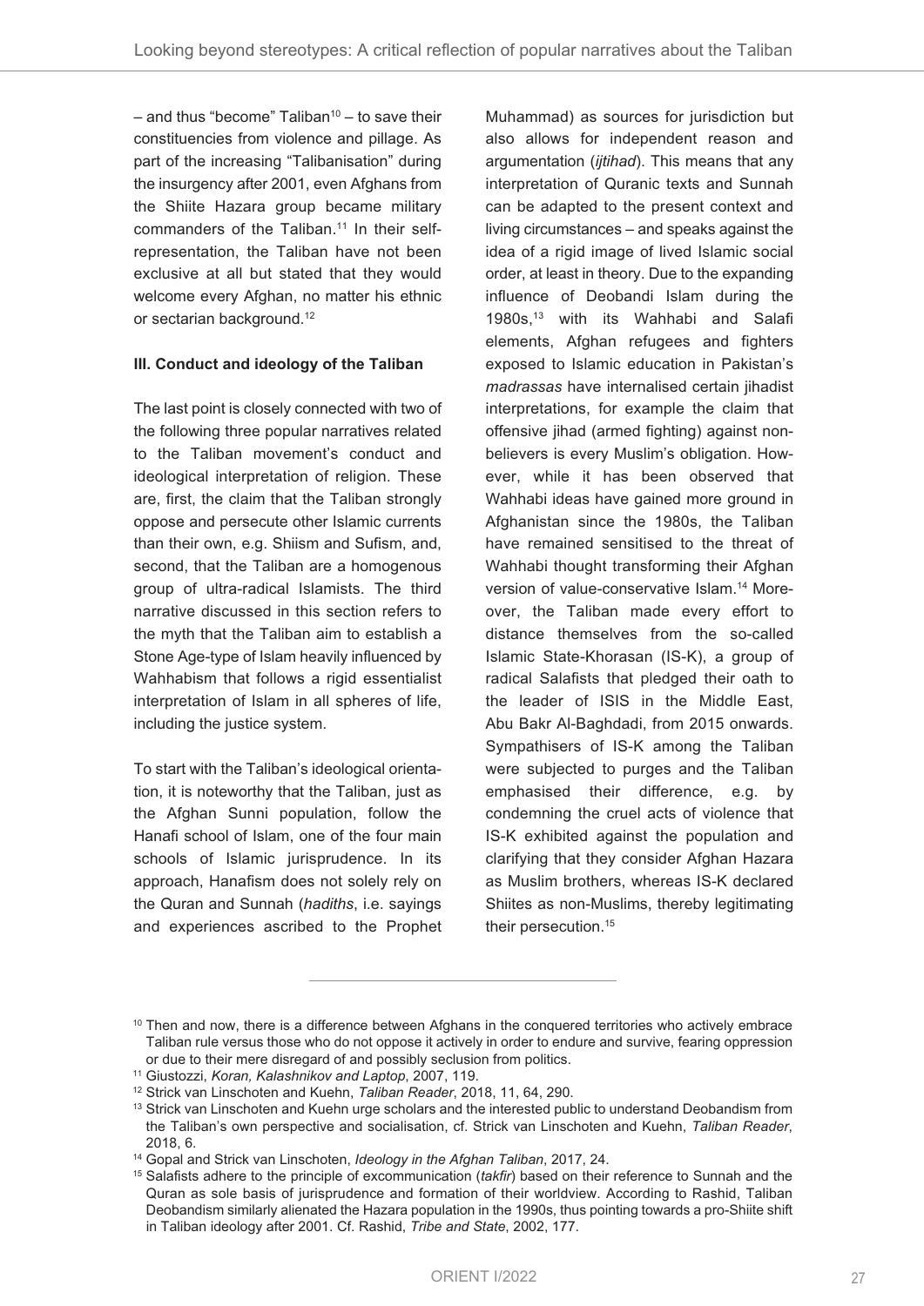– and thus "become" Taliban[10] – to save their constituencies from violence and pillage. As part of the increasing "Talibanisation" during the insurgency after 2001, even Afghans from the Shiite Hazara group became military commanders of the Taliban.[11] In their self-representation, the Taliban have not been exclusive at all but stated that they would welcome every Afghan, no matter his ethnic or sectarian background.[12]

### III. Conduct and ideology of the Taliban

The last point is closely connected with two of the following three popular narratives related to the Taliban movement's conduct and ideological interpretation of religion. These are, first, the claim that the Taliban strongly oppose and persecute other Islamic currents than their own, e.g. Shiism and Sufism, and, second, that the Taliban are a homogenous group of ultra-radical Islamists. The third narrative discussed in this section refers to the myth that the Taliban aim to establish a Stone Age-type of Islam heavily influenced by Wahhabism that follows a rigid essentialist interpretation of Islam in all spheres of life, including the justice system.

To start with the Taliban's ideological orientation, it is noteworthy that the Taliban, just as the Afghan Sunni population, follow the Hanafi school of Islam, one of the four main schools of Islamic jurisprudence. In its approach, Hanafism does not solely rely on the Quran and Sunnah (*hadiths*, i.e. sayings and experiences ascribed to the Prophet Muhammad) as sources for jurisdiction but also allows for independent reason and argumentation (*ijtihad*). This means that any interpretation of Quranic texts and Sunnah can be adapted to the present context and living circumstances – and speaks against the idea of a rigid image of lived Islamic social order, at least in theory. Due to the expanding influence of Deobandi Islam during the 1980s,[13] with its Wahhabi and Salafi elements, Afghan refugees and fighters exposed to Islamic education in Pakistan's *madrassas* have internalised certain jihadist interpretations, for example the claim that offensive jihad (armed fighting) against non-believers is every Muslim's obligation. However, while it has been observed that Wahhabi ideas have gained more ground in Afghanistan since the 1980s, the Taliban have remained sensitised to the threat of Wahhabi thought transforming their Afghan version of value-conservative Islam.[14] Moreover, the Taliban made every effort to distance themselves from the so-called Islamic State-Khorasan (IS-K), a group of radical Salafists that pledged their oath to the leader of ISIS in the Middle East, Abu Bakr Al-Baghdadi, from 2015 onwards. Sympathisers of IS-K among the Taliban were subjected to purges and the Taliban emphasised their difference, e.g. by condemning the cruel acts of violence that IS-K exhibited against the population and clarifying that they consider Afghan Hazara as Muslim brothers, whereas IS-K declared Shiites as non-Muslims, thereby legitimating their persecution.[15]

---

[10] Then and now, there is a difference between Afghans in the conquered territories who actively embrace Taliban rule versus those who do not oppose it actively in order to endure and survive, fearing oppression or due to their mere disregard of and possibly seclusion from politics.

[11] Giustozzi, *Koran, Kalashnikov and Laptop*, 2007, 119.

[12] Strick van Linschoten and Kuehn, *Taliban Reader*, 2018, 11, 64, 290.

[13] Strick van Linschoten and Kuehn urge scholars and the interested public to understand Deobandism from the Taliban's own perspective and socialisation, cf. Strick van Linschoten and Kuehn, *Taliban Reader*, 2018, 6.

[14] Gopal and Strick van Linschoten, *Ideology in the Afghan Taliban*, 2017, 24.

[15] Salafists adhere to the principle of excommunication (*takfir*) based on their reference to Sunnah and the Quran as sole basis of jurisprudence and formation of their worldview. According to Rashid, Taliban Deobandism similarly alienated the Hazara population in the 1990s, thus pointing towards a pro-Shiite shift in Taliban ideology after 2001. Cf. Rashid, *Tribe and State*, 2002, 177.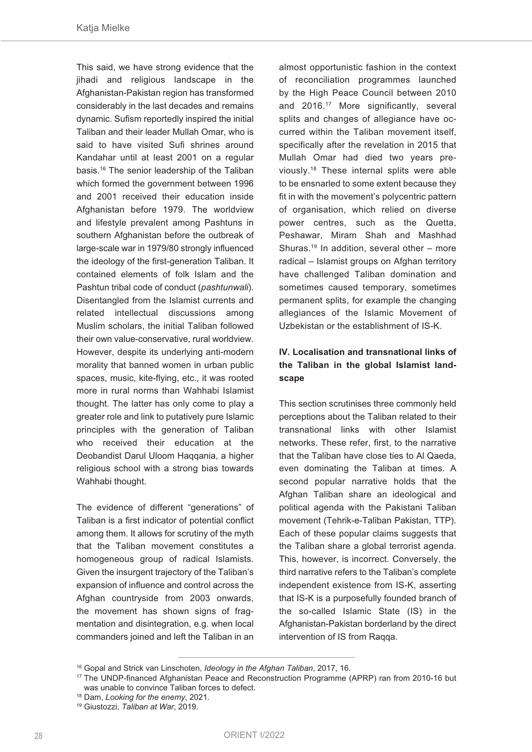This said, we have strong evidence that the jihadi and religious landscape in the Afghanistan-Pakistan region has transformed considerably in the last decades and remains dynamic. Sufism reportedly inspired the initial Taliban and their leader Mullah Omar, who is said to have visited Sufi shrines around Kandahar until at least 2001 on a regular basis.[16] The senior leadership of the Taliban which formed the government between 1996 and 2001 received their education inside Afghanistan before 1979. The worldview and lifestyle prevalent among Pashtuns in southern Afghanistan before the outbreak of large-scale war in 1979/80 strongly influenced the ideology of the first-generation Taliban. It contained elements of folk Islam and the Pashtun tribal code of conduct (*pashtunwali*). Disentangled from the Islamist currents and related intellectual discussions among Muslim scholars, the initial Taliban followed their own value-conservative, rural worldview. However, despite its underlying anti-modern morality that banned women in urban public spaces, music, kite-flying, etc., it was rooted more in rural norms than Wahhabi Islamist thought. The latter has only come to play a greater role and link to putatively pure Islamic principles with the generation of Taliban who received their education at the Deobandist Darul Uloom Haqqania, a higher religious school with a strong bias towards Wahhabi thought.

The evidence of different "generations" of Taliban is a first indicator of potential conflict among them. It allows for scrutiny of the myth that the Taliban movement constitutes a homogeneous group of radical Islamists. Given the insurgent trajectory of the Taliban's expansion of influence and control across the Afghan countryside from 2003 onwards, the movement has shown signs of fragmentation and disintegration, e.g. when local commanders joined and left the Taliban in an almost opportunistic fashion in the context of reconciliation programmes launched by the High Peace Council between 2010 and 2016.[17] More significantly, several splits and changes of allegiance have occurred within the Taliban movement itself, specifically after the revelation in 2015 that Mullah Omar had died two years previously.[18] These internal splits were able to be ensnarled to some extent because they fit in with the movement's polycentric pattern of organisation, which relied on diverse power centres, such as the Quetta, Peshawar, Miram Shah and Mashhad Shuras.[19] In addition, several other – more radical – Islamist groups on Afghan territory have challenged Taliban domination and sometimes caused temporary, sometimes permanent splits, for example the changing allegiances of the Islamic Movement of Uzbekistan or the establishment of IS-K.

## IV. Localisation and transnational links of the Taliban in the global Islamist landscape

This section scrutinises three commonly held perceptions about the Taliban related to their transnational links with other Islamist networks. These refer, first, to the narrative that the Taliban have close ties to Al Qaeda, even dominating the Taliban at times. A second popular narrative holds that the Afghan Taliban share an ideological and political agenda with the Pakistani Taliban movement (Tehrik-e-Taliban Pakistan, TTP). Each of these popular claims suggests that the Taliban share a global terrorist agenda. This, however, is incorrect. Conversely, the third narrative refers to the Taliban's complete independent existence from IS-K, asserting that IS-K is a purposefully founded branch of the so-called Islamic State (IS) in the Afghanistan-Pakistan borderland by the direct intervention of IS from Raqqa.

---

[16] Gopal and Strick van Linschoten, *Ideology in the Afghan Taliban*, 2017, 16.

[17] The UNDP-financed Afghanistan Peace and Reconstruction Programme (APRP) ran from 2010-16 but was unable to convince Taliban forces to defect.

[18] Dam, *Looking for the enemy*, 2021.

[19] Giustozzi, *Taliban at War*, 2019.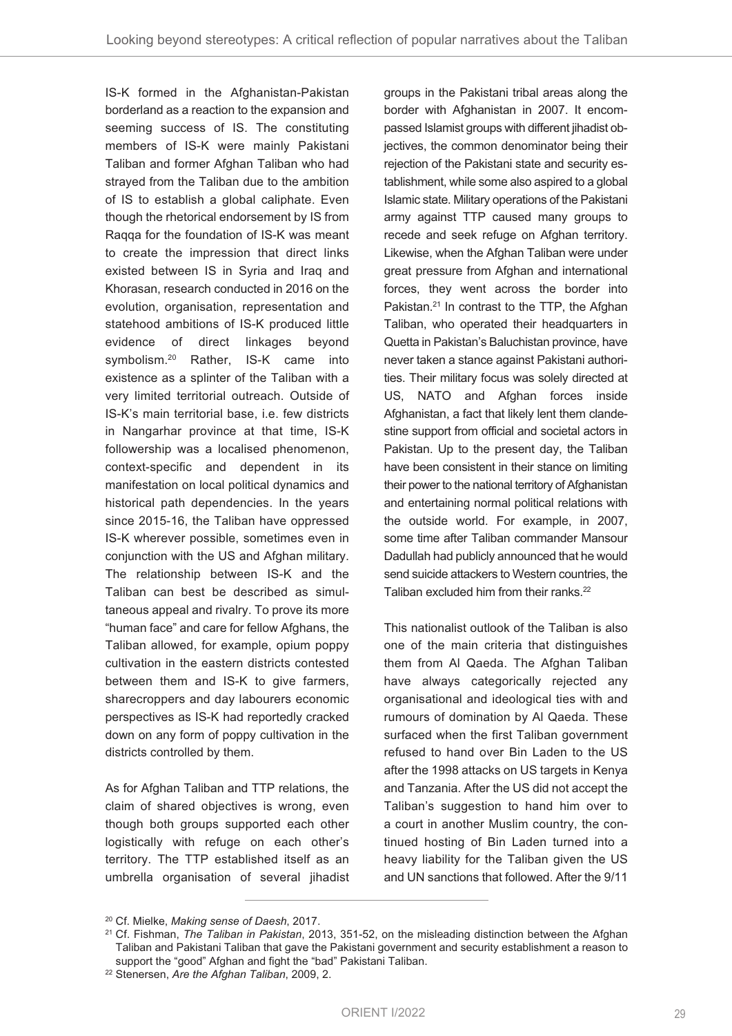IS-K formed in the Afghanistan-Pakistan borderland as a reaction to the expansion and seeming success of IS. The constituting members of IS-K were mainly Pakistani Taliban and former Afghan Taliban who had strayed from the Taliban due to the ambition of IS to establish a global caliphate. Even though the rhetorical endorsement by IS from Raqqa for the foundation of IS-K was meant to create the impression that direct links existed between IS in Syria and Iraq and Khorasan, research conducted in 2016 on the evolution, organisation, representation and statehood ambitions of IS-K produced little evidence of direct linkages beyond symbolism.[20] Rather, IS-K came into existence as a splinter of the Taliban with a very limited territorial outreach. Outside of IS-K's main territorial base, i.e. few districts in Nangarhar province at that time, IS-K followership was a localised phenomenon, context-specific and dependent in its manifestation on local political dynamics and historical path dependencies. In the years since 2015-16, the Taliban have oppressed IS-K wherever possible, sometimes even in conjunction with the US and Afghan military. The relationship between IS-K and the Taliban can best be described as simultaneous appeal and rivalry. To prove its more "human face" and care for fellow Afghans, the Taliban allowed, for example, opium poppy cultivation in the eastern districts contested between them and IS-K to give farmers, sharecroppers and day labourers economic perspectives as IS-K had reportedly cracked down on any form of poppy cultivation in the districts controlled by them.

As for Afghan Taliban and TTP relations, the claim of shared objectives is wrong, even though both groups supported each other logistically with refuge on each other's territory. The TTP established itself as an umbrella organisation of several jihadist groups in the Pakistani tribal areas along the border with Afghanistan in 2007. It encompassed Islamist groups with different jihadist objectives, the common denominator being their rejection of the Pakistani state and security establishment, while some also aspired to a global Islamic state. Military operations of the Pakistani army against TTP caused many groups to recede and seek refuge on Afghan territory. Likewise, when the Afghan Taliban were under great pressure from Afghan and international forces, they went across the border into Pakistan.[21] In contrast to the TTP, the Afghan Taliban, who operated their headquarters in Quetta in Pakistan's Baluchistan province, have never taken a stance against Pakistani authorities. Their military focus was solely directed at US, NATO and Afghan forces inside Afghanistan, a fact that likely lent them clandestine support from official and societal actors in Pakistan. Up to the present day, the Taliban have been consistent in their stance on limiting their power to the national territory of Afghanistan and entertaining normal political relations with the outside world. For example, in 2007, some time after Taliban commander Mansour Dadullah had publicly announced that he would send suicide attackers to Western countries, the Taliban excluded him from their ranks.[22]

This nationalist outlook of the Taliban is also one of the main criteria that distinguishes them from Al Qaeda. The Afghan Taliban have always categorically rejected any organisational and ideological ties with and rumours of domination by Al Qaeda. These surfaced when the first Taliban government refused to hand over Bin Laden to the US after the 1998 attacks on US targets in Kenya and Tanzania. After the US did not accept the Taliban's suggestion to hand him over to a court in another Muslim country, the continued hosting of Bin Laden turned into a heavy liability for the Taliban given the US and UN sanctions that followed. After the 9/11

---

[20] Cf. Mielke, *Making sense of Daesh*, 2017.

[21] Cf. Fishman, *The Taliban in Pakistan*, 2013, 351-52, on the misleading distinction between the Afghan Taliban and Pakistani Taliban that gave the Pakistani government and security establishment a reason to support the "good" Afghan and fight the "bad" Pakistani Taliban.

[22] Stenersen, *Are the Afghan Taliban*, 2009, 2.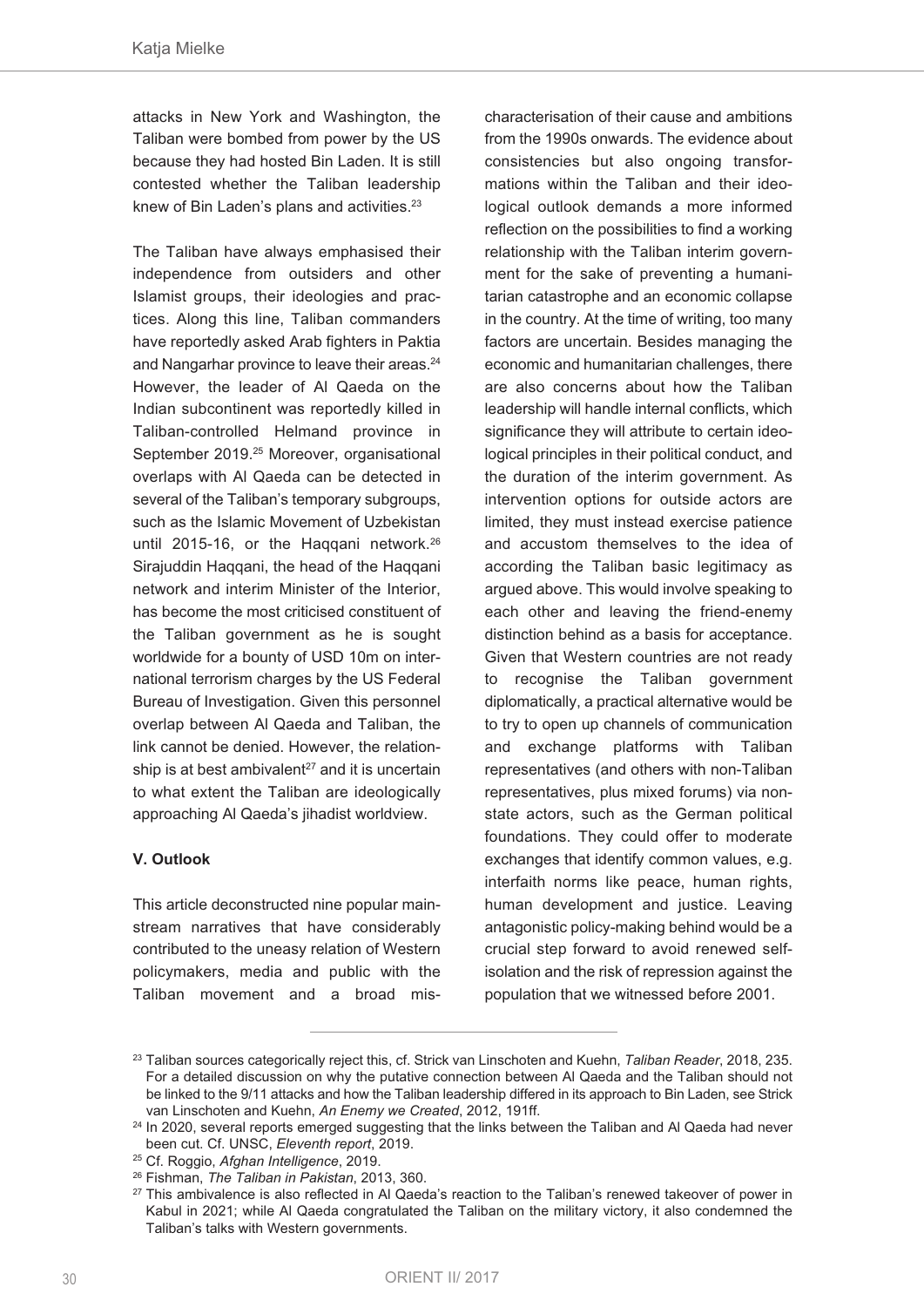attacks in New York and Washington, the Taliban were bombed from power by the US because they had hosted Bin Laden. It is still contested whether the Taliban leadership knew of Bin Laden's plans and activities.[23]

The Taliban have always emphasised their independence from outsiders and other Islamist groups, their ideologies and practices. Along this line, Taliban commanders have reportedly asked Arab fighters in Paktia and Nangarhar province to leave their areas.[24] However, the leader of Al Qaeda on the Indian subcontinent was reportedly killed in Taliban-controlled Helmand province in September 2019.[25] Moreover, organisational overlaps with Al Qaeda can be detected in several of the Taliban's temporary subgroups, such as the Islamic Movement of Uzbekistan until 2015-16, or the Haqqani network.[26] Sirajuddin Haqqani, the head of the Haqqani network and interim Minister of the Interior, has become the most criticised constituent of the Taliban government as he is sought worldwide for a bounty of USD 10m on international terrorism charges by the US Federal Bureau of Investigation. Given this personnel overlap between Al Qaeda and Taliban, the link cannot be denied. However, the relationship is at best ambivalent[27] and it is uncertain to what extent the Taliban are ideologically approaching Al Qaeda's jihadist worldview.

### V. Outlook

This article deconstructed nine popular mainstream narratives that have considerably contributed to the uneasy relation of Western policymakers, media and public with the Taliban movement and a broad mischaracterisation of their cause and ambitions from the 1990s onwards. The evidence about consistencies but also ongoing transformations within the Taliban and their ideological outlook demands a more informed reflection on the possibilities to find a working relationship with the Taliban interim government for the sake of preventing a humanitarian catastrophe and an economic collapse in the country. At the time of writing, too many factors are uncertain. Besides managing the economic and humanitarian challenges, there are also concerns about how the Taliban leadership will handle internal conflicts, which significance they will attribute to certain ideological principles in their political conduct, and the duration of the interim government. As intervention options for outside actors are limited, they must instead exercise patience and accustom themselves to the idea of according the Taliban basic legitimacy as argued above. This would involve speaking to each other and leaving the friend-enemy distinction behind as a basis for acceptance. Given that Western countries are not ready to recognise the Taliban government diplomatically, a practical alternative would be to try to open up channels of communication and exchange platforms with Taliban representatives (and others with non-Taliban representatives, plus mixed forums) via non-state actors, such as the German political foundations. They could offer to moderate exchanges that identify common values, e.g. interfaith norms like peace, human rights, human development and justice. Leaving antagonistic policy-making behind would be a crucial step forward to avoid renewed self-isolation and the risk of repression against the population that we witnessed before 2001.

---

[23] Taliban sources categorically reject this, cf. Strick van Linschoten and Kuehn, *Taliban Reader*, 2018, 235. For a detailed discussion on why the putative connection between Al Qaeda and the Taliban should not be linked to the 9/11 attacks and how the Taliban leadership differed in its approach to Bin Laden, see Strick van Linschoten and Kuehn, *An Enemy we Created*, 2012, 191ff.

[24] In 2020, several reports emerged suggesting that the links between the Taliban and Al Qaeda had never been cut. Cf. UNSC, *Eleventh report*, 2019.

[25] Cf. Roggio, *Afghan Intelligence*, 2019.

[26] Fishman, *The Taliban in Pakistan*, 2013, 360.

[27] This ambivalence is also reflected in Al Qaeda's reaction to the Taliban's renewed takeover of power in Kabul in 2021; while Al Qaeda congratulated the Taliban on the military victory, it also condemned the Taliban's talks with Western governments.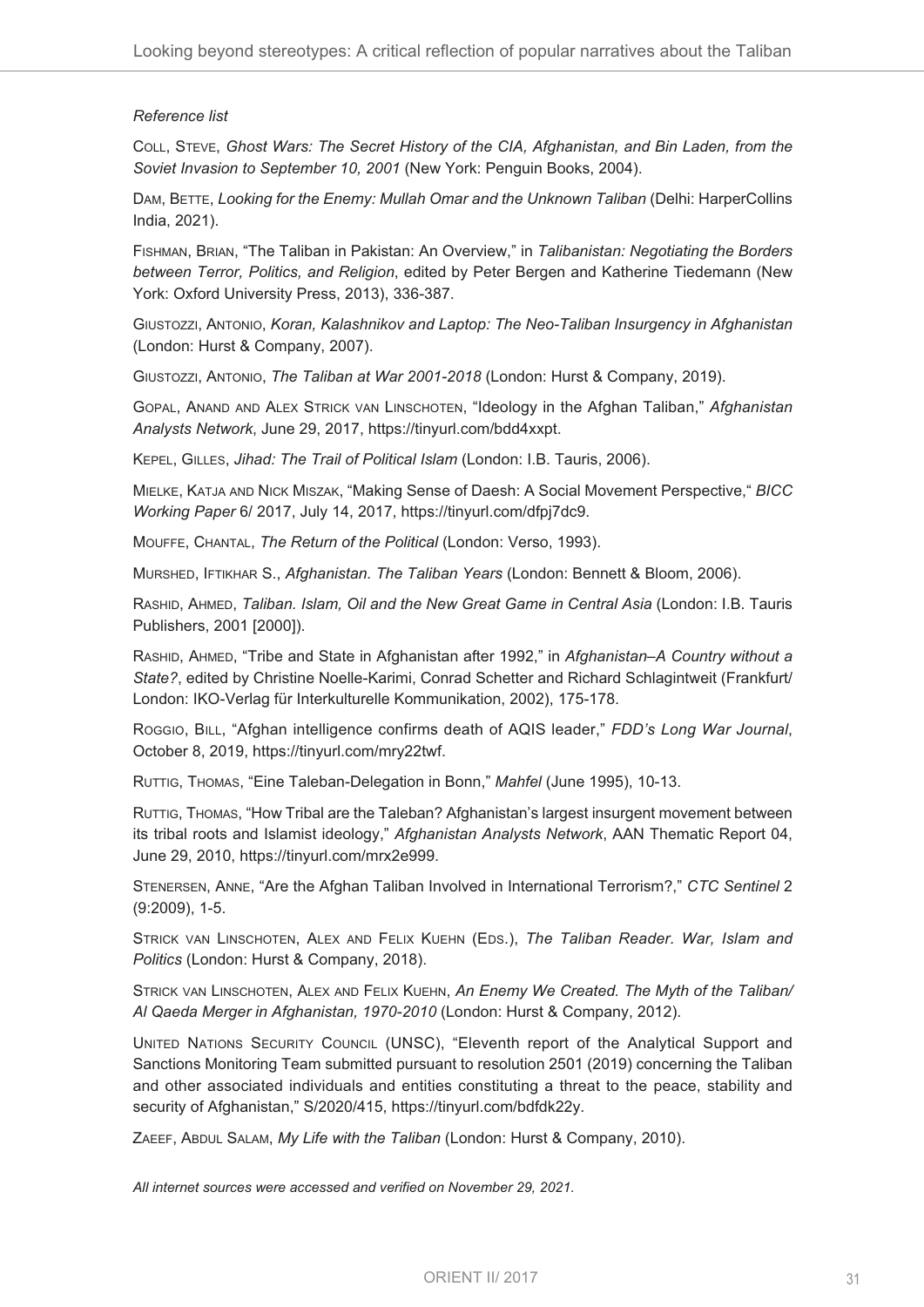*Reference list*

Coll, Steve, *Ghost Wars: The Secret History of the CIA, Afghanistan, and Bin Laden, from the Soviet Invasion to September 10, 2001* (New York: Penguin Books, 2004).

Dam, Bette, *Looking for the Enemy: Mullah Omar and the Unknown Taliban* (Delhi: HarperCollins India, 2021).

Fishman, Brian, "The Taliban in Pakistan: An Overview," in *Talibanistan: Negotiating the Borders between Terror, Politics, and Religion*, edited by Peter Bergen and Katherine Tiedemann (New York: Oxford University Press, 2013), 336-387.

Giustozzi, Antonio, *Koran, Kalashnikov and Laptop: The Neo-Taliban Insurgency in Afghanistan* (London: Hurst & Company, 2007).

Giustozzi, Antonio, *The Taliban at War 2001-2018* (London: Hurst & Company, 2019).

Gopal, Anand and Alex Strick van Linschoten, "Ideology in the Afghan Taliban," *Afghanistan Analysts Network*, June 29, 2017, https://tinyurl.com/bdd4xxpt.

Kepel, Gilles, *Jihad: The Trail of Political Islam* (London: I.B. Tauris, 2006).

Mielke, Katja and Nick Miszak, "Making Sense of Daesh: A Social Movement Perspective," *BICC Working Paper* 6/ 2017, July 14, 2017, https://tinyurl.com/dfpj7dc9.

Mouffe, Chantal, *The Return of the Political* (London: Verso, 1993).

Murshed, Iftikhar S., *Afghanistan. The Taliban Years* (London: Bennett & Bloom, 2006).

Rashid, Ahmed, *Taliban. Islam, Oil and the New Great Game in Central Asia* (London: I.B. Tauris Publishers, 2001 [2000]).

Rashid, Ahmed, "Tribe and State in Afghanistan after 1992," in *Afghanistan–A Country without a State?*, edited by Christine Noelle-Karimi, Conrad Schetter and Richard Schlagintweit (Frankfurt/ London: IKO-Verlag für Interkulturelle Kommunikation, 2002), 175-178.

Roggio, Bill, "Afghan intelligence confirms death of AQIS leader," *FDD's Long War Journal*, October 8, 2019, https://tinyurl.com/mry22twf.

Ruttig, Thomas, "Eine Taleban-Delegation in Bonn," *Mahfel* (June 1995), 10-13.

Ruttig, Thomas, "How Tribal are the Taleban? Afghanistan's largest insurgent movement between its tribal roots and Islamist ideology," *Afghanistan Analysts Network*, AAN Thematic Report 04, June 29, 2010, https://tinyurl.com/mrx2e999.

Stenersen, Anne, "Are the Afghan Taliban Involved in International Terrorism?," *CTC Sentinel* 2 (9:2009), 1-5.

Strick van Linschoten, Alex and Felix Kuehn (Eds.), *The Taliban Reader. War, Islam and Politics* (London: Hurst & Company, 2018).

Strick van Linschoten, Alex and Felix Kuehn, *An Enemy We Created. The Myth of the Taliban/ Al Qaeda Merger in Afghanistan, 1970-2010* (London: Hurst & Company, 2012).

United Nations Security Council (UNSC), "Eleventh report of the Analytical Support and Sanctions Monitoring Team submitted pursuant to resolution 2501 (2019) concerning the Taliban and other associated individuals and entities constituting a threat to the peace, stability and security of Afghanistan," S/2020/415, https://tinyurl.com/bdfdk22y.

Zaeef, Abdul Salam, *My Life with the Taliban* (London: Hurst & Company, 2010).

*All internet sources were accessed and verified on November 29, 2021.*